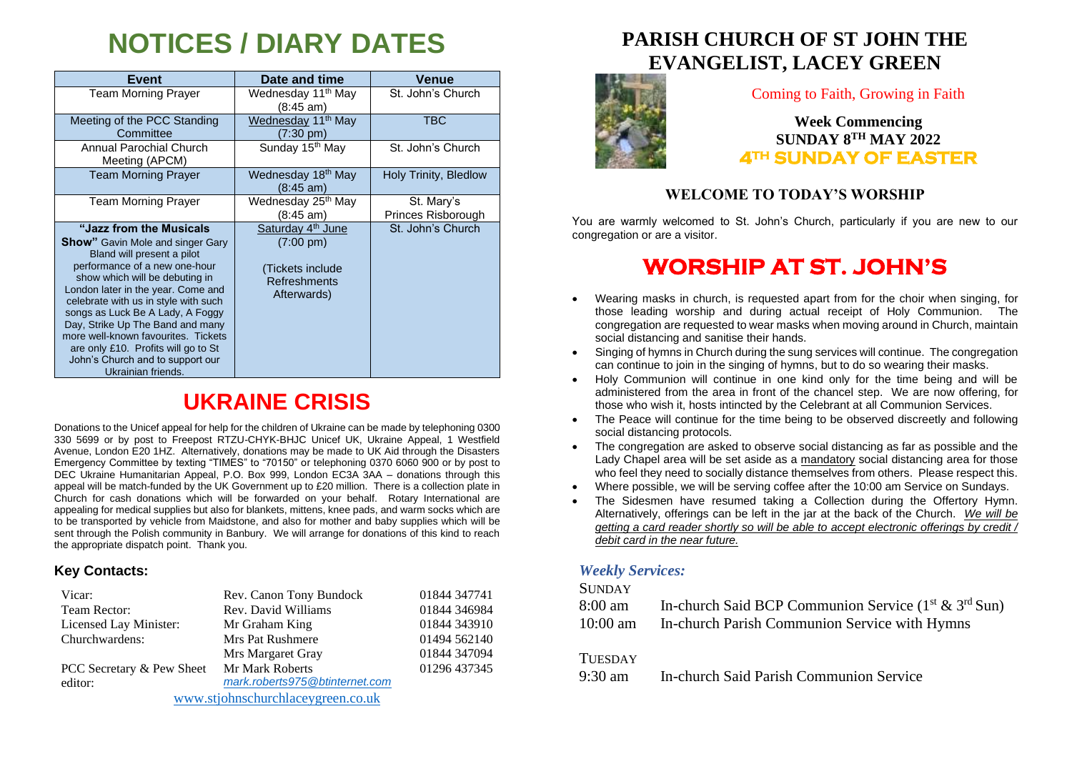# NOTICES / DIARY DATES

| Event | Date and time | Venue |
|---|---|---|
| Team Morning Prayer | Wednesday 11th May (8:45 am) | St. John's Church |
| Meeting of the PCC Standing Committee | Wednesday 11th May (7:30 pm) | TBC |
| Annual Parochial Church Meeting (APCM) | Sunday 15th May | St. John's Church |
| Team Morning Prayer | Wednesday 18th May (8:45 am) | Holy Trinity, Bledlow |
| Team Morning Prayer | Wednesday 25th May (8:45 am) | St. Mary's Princes Risborough |
| **"Jazz from the Musicals Show"** Gavin Mole and singer Gary Bland will present a pilot performance of a new one-hour show which will be debuting in London later in the year. Come and celebrate with us in style with such songs as Luck Be A Lady, A Foggy Day, Strike Up The Band and many more well-known favourites. Tickets are only £10. Profits will go to St John's Church and to support our Ukrainian friends. | Saturday 4th June (7:00 pm) (Tickets include Refreshments Afterwards) | St. John's Church |

# UKRAINE CRISIS

Donations to the Unicef appeal for help for the children of Ukraine can be made by telephoning 0300 330 5699 or by post to Freepost RTZU-CHYK-BHJC Unicef UK, Ukraine Appeal, 1 Westfield Avenue, London E20 1HZ. Alternatively, donations may be made to UK Aid through the Disasters Emergency Committee by texting "TIMES" to "70150" or telephoning 0370 6060 900 or by post to DEC Ukraine Humanitarian Appeal, P.O. Box 999, London EC3A 3AA – donations through this appeal will be match-funded by the UK Government up to £20 million. There is a collection plate in Church for cash donations which will be forwarded on your behalf. Rotary International are appealing for medical supplies but also for blankets, mittens, knee pads, and warm socks which are to be transported by vehicle from Maidstone, and also for mother and baby supplies which will be sent through the Polish community in Banbury. We will arrange for donations of this kind to reach the appropriate dispatch point. Thank you.

### Key Contacts:

| | | |
|---|---|---|
| Vicar: | Rev. Canon Tony Bundock | 01844 347741 |
| Team Rector: | Rev. David Williams | 01844 346984 |
| Licensed Lay Minister: | Mr Graham King | 01844 343910 |
| Churchwardens: | Mrs Pat Rushmere | 01494 562140 |
| | Mrs Margaret Gray | 01844 347094 |
| PCC Secretary & Pew Sheet editor: | Mr Mark Roberts *mark.roberts975@btinternet.com* | 01296 437345 |

www.stjohnschurchlaceygreen.co.uk

# PARISH CHURCH OF ST JOHN THE EVANGELIST, LACEY GREEN

Coming to Faith, Growing in Faith

**Week Commencing SUNDAY 8TH MAY 2022**

**4TH SUNDAY OF EASTER**

### WELCOME TO TODAY'S WORSHIP

You are warmly welcomed to St. John's Church, particularly if you are new to our congregation or are a visitor.

# WORSHIP AT ST. JOHN'S

- Wearing masks in church, is requested apart from for the choir when singing, for those leading worship and during actual receipt of Holy Communion. The congregation are requested to wear masks when moving around in Church, maintain social distancing and sanitise their hands.
- Singing of hymns in Church during the sung services will continue. The congregation can continue to join in the singing of hymns, but to do so wearing their masks.
- Holy Communion will continue in one kind only for the time being and will be administered from the area in front of the chancel step. We are now offering, for those who wish it, hosts intincted by the Celebrant at all Communion Services.
- The Peace will continue for the time being to be observed discreetly and following social distancing protocols.
- The congregation are asked to observe social distancing as far as possible and the Lady Chapel area will be set aside as a mandatory social distancing area for those who feel they need to socially distance themselves from others. Please respect this.
- Where possible, we will be serving coffee after the 10:00 am Service on Sundays.
- The Sidesmen have resumed taking a Collection during the Offertory Hymn. Alternatively, offerings can be left in the jar at the back of the Church. *We will be getting a card reader shortly so will be able to accept electronic offerings by credit / debit card in the near future.*

### *Weekly Services:*

SUNDAY

8:00 am In-church Said BCP Communion Service (1st & 3rd Sun)

10:00 am In-church Parish Communion Service with Hymns

TUESDAY

9:30 am In-church Said Parish Communion Service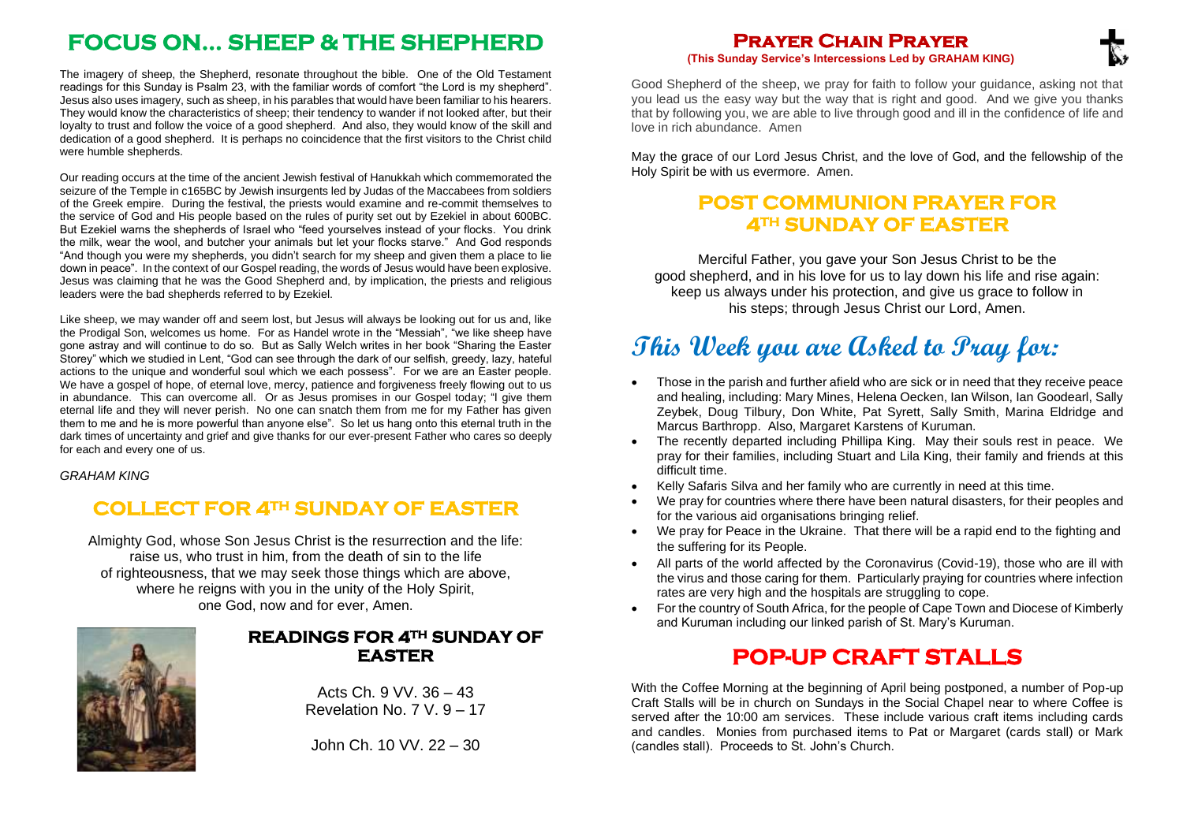# FOCUS ON... SHEEP & THE SHEPHERD

The imagery of sheep, the Shepherd, resonate throughout the bible. One of the Old Testament readings for this Sunday is Psalm 23, with the familiar words of comfort "the Lord is my shepherd". Jesus also uses imagery, such as sheep, in his parables that would have been familiar to his hearers. They would know the characteristics of sheep; their tendency to wander if not looked after, but their loyalty to trust and follow the voice of a good shepherd. And also, they would know of the skill and dedication of a good shepherd. It is perhaps no coincidence that the first visitors to the Christ child were humble shepherds.

Our reading occurs at the time of the ancient Jewish festival of Hanukkah which commemorated the seizure of the Temple in c165BC by Jewish insurgents led by Judas of the Maccabees from soldiers of the Greek empire. During the festival, the priests would examine and re-commit themselves to the service of God and His people based on the rules of purity set out by Ezekiel in about 600BC. But Ezekiel warns the shepherds of Israel who "feed yourselves instead of your flocks. You drink the milk, wear the wool, and butcher your animals but let your flocks starve." And God responds "And though you were my shepherds, you didn't search for my sheep and given them a place to lie down in peace". In the context of our Gospel reading, the words of Jesus would have been explosive. Jesus was claiming that he was the Good Shepherd and, by implication, the priests and religious leaders were the bad shepherds referred to by Ezekiel.

Like sheep, we may wander off and seem lost, but Jesus will always be looking out for us and, like the Prodigal Son, welcomes us home. For as Handel wrote in the "Messiah", "we like sheep have gone astray and will continue to do so. But as Sally Welch writes in her book "Sharing the Easter Storey" which we studied in Lent, "God can see through the dark of our selfish, greedy, lazy, hateful actions to the unique and wonderful soul which we each possess". For we are an Easter people. We have a gospel of hope, of eternal love, mercy, patience and forgiveness freely flowing out to us in abundance. This can overcome all. Or as Jesus promises in our Gospel today; "I give them eternal life and they will never perish. No one can snatch them from me for my Father has given them to me and he is more powerful than anyone else". So let us hang onto this eternal truth in the dark times of uncertainty and grief and give thanks for our ever-present Father who cares so deeply for each and every one of us.

*GRAHAM KING*

## COLLECT FOR 4TH SUNDAY OF EASTER

Almighty God, whose Son Jesus Christ is the resurrection and the life:
raise us, who trust in him, from the death of sin to the life
of righteousness, that we may seek those things which are above,
where he reigns with you in the unity of the Holy Spirit,
one God, now and for ever, Amen.

### READINGS FOR 4TH SUNDAY OF EASTER

Acts Ch. 9 VV. 36 – 43
Revelation No. 7 V. 9 – 17

John Ch. 10 VV. 22 – 30

## Prayer Chain Prayer

**(This Sunday Service's Intercessions Led by GRAHAM KING)**

Good Shepherd of the sheep, we pray for faith to follow your guidance, asking not that you lead us the easy way but the way that is right and good. And we give you thanks that by following you, we are able to live through good and ill in the confidence of life and love in rich abundance. Amen

May the grace of our Lord Jesus Christ, and the love of God, and the fellowship of the Holy Spirit be with us evermore. Amen.

## POST COMMUNION PRAYER FOR 4TH SUNDAY OF EASTER

Merciful Father, you gave your Son Jesus Christ to be the
good shepherd, and in his love for us to lay down his life and rise again:
keep us always under his protection, and give us grace to follow in
his steps; through Jesus Christ our Lord, Amen.

## This Week you are Asked to Pray for:

- Those in the parish and further afield who are sick or in need that they receive peace and healing, including: Mary Mines, Helena Oecken, Ian Wilson, Ian Goodearl, Sally Zeybek, Doug Tilbury, Don White, Pat Syrett, Sally Smith, Marina Eldridge and Marcus Barthropp. Also, Margaret Karstens of Kuruman.
- The recently departed including Phillipa King. May their souls rest in peace. We pray for their families, including Stuart and Lila King, their family and friends at this difficult time.
- Kelly Safaris Silva and her family who are currently in need at this time.
- We pray for countries where there have been natural disasters, for their peoples and for the various aid organisations bringing relief.
- We pray for Peace in the Ukraine. That there will be a rapid end to the fighting and the suffering for its People.
- All parts of the world affected by the Coronavirus (Covid-19), those who are ill with the virus and those caring for them. Particularly praying for countries where infection rates are very high and the hospitals are struggling to cope.
- For the country of South Africa, for the people of Cape Town and Diocese of Kimberly and Kuruman including our linked parish of St. Mary's Kuruman.

## POP-UP CRAFT STALLS

With the Coffee Morning at the beginning of April being postponed, a number of Pop-up Craft Stalls will be in church on Sundays in the Social Chapel near to where Coffee is served after the 10:00 am services. These include various craft items including cards and candles. Monies from purchased items to Pat or Margaret (cards stall) or Mark (candles stall). Proceeds to St. John's Church.